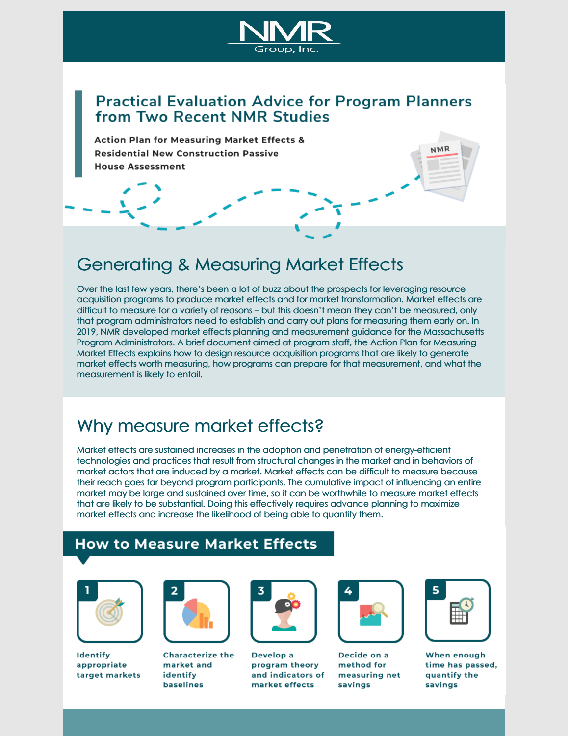NMR Group, Inc.

# Practical Evaluation Advice for Program Planners from Two Recent NMR Studies

**Action Plan for Measuring Market Effects & Residential New Construction Passive House Assessment**

## Generating & Measuring Market Effects

Over the last few years, there's been a lot of buzz about the prospects for leveraging resource acquisition programs to produce market effects and for market transformation. Market effects are difficult to measure for a variety of reasons – but this doesn't mean they can't be measured, only that program administrators need to establish and carry out plans for measuring them early on. In 2019, NMR developed market effects planning and measurement guidance for the Massachusetts Program Administrators. A brief document aimed at program staff, the Action Plan for Measuring Market Effects explains how to design resource acquisition programs that are likely to generate market effects worth measuring, how programs can prepare for that measurement, and what the measurement is likely to entail.

## Why measure market effects?

Market effects are sustained increases in the adoption and penetration of energy-efficient technologies and practices that result from structural changes in the market and in behaviors of market actors that are induced by a market. Market effects can be difficult to measure because their reach goes far beyond program participants. The cumulative impact of influencing an entire market may be large and sustained over time, so it can be worthwhile to measure market effects that are likely to be substantial. Doing this effectively requires advance planning to maximize market effects and increase the likelihood of being able to quantify them.

## How to Measure Market Effects

1. **Identify appropriate target markets**
2. **Characterize the market and identify baselines**
3. **Develop a program theory and indicators of market effects**
4. **Decide on a method for measuring net savings**
5. **When enough time has passed, quantify the savings**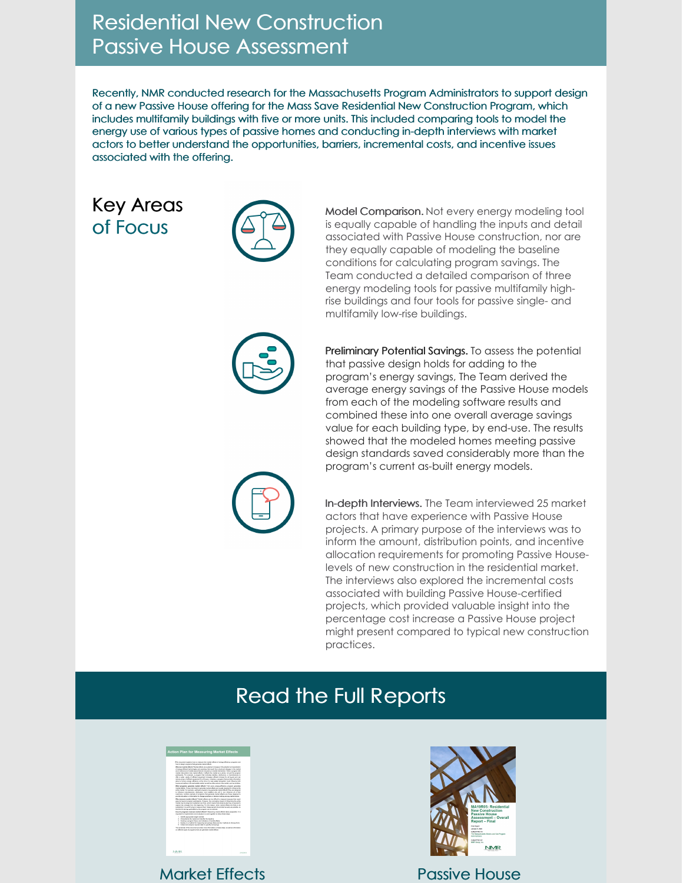# Residential New Construction Passive House Assessment

Recently, NMR conducted research for the Massachusetts Program Administrators to support design of a new Passive House offering for the Mass Save Residential New Construction Program, which includes multifamily buildings with five or more units. This included comparing tools to model the energy use of various types of passive homes and conducting in-depth interviews with market actors to better understand the opportunities, barriers, incremental costs, and incentive issues associated with the offering.

## Key Areas of Focus

**Model Comparison.** Not every energy modeling tool is equally capable of handling the inputs and detail associated with Passive House construction, nor are they equally capable of modeling the baseline conditions for calculating program savings. The Team conducted a detailed comparison of three energy modeling tools for passive multifamily high-rise buildings and four tools for passive single- and multifamily low-rise buildings.

**Preliminary Potential Savings.** To assess the potential that passive design holds for adding to the program's energy savings, The Team derived the average energy savings of the Passive House models from each of the modeling software results and combined these into one overall average savings value for each building type, by end-use. The results showed that the modeled homes meeting passive design standards saved considerably more than the program's current as-built energy models.

**In-depth Interviews.** The Team interviewed 25 market actors that have experience with Passive House projects. A primary purpose of the interviews was to inform the amount, distribution points, and incentive allocation requirements for promoting Passive House-levels of new construction in the residential market. The interviews also explored the incremental costs associated with building Passive House-certified projects, which provided valuable insight into the percentage cost increase a Passive House project might present compared to typical new construction practices.

## Read the Full Reports

Market Effects

Passive House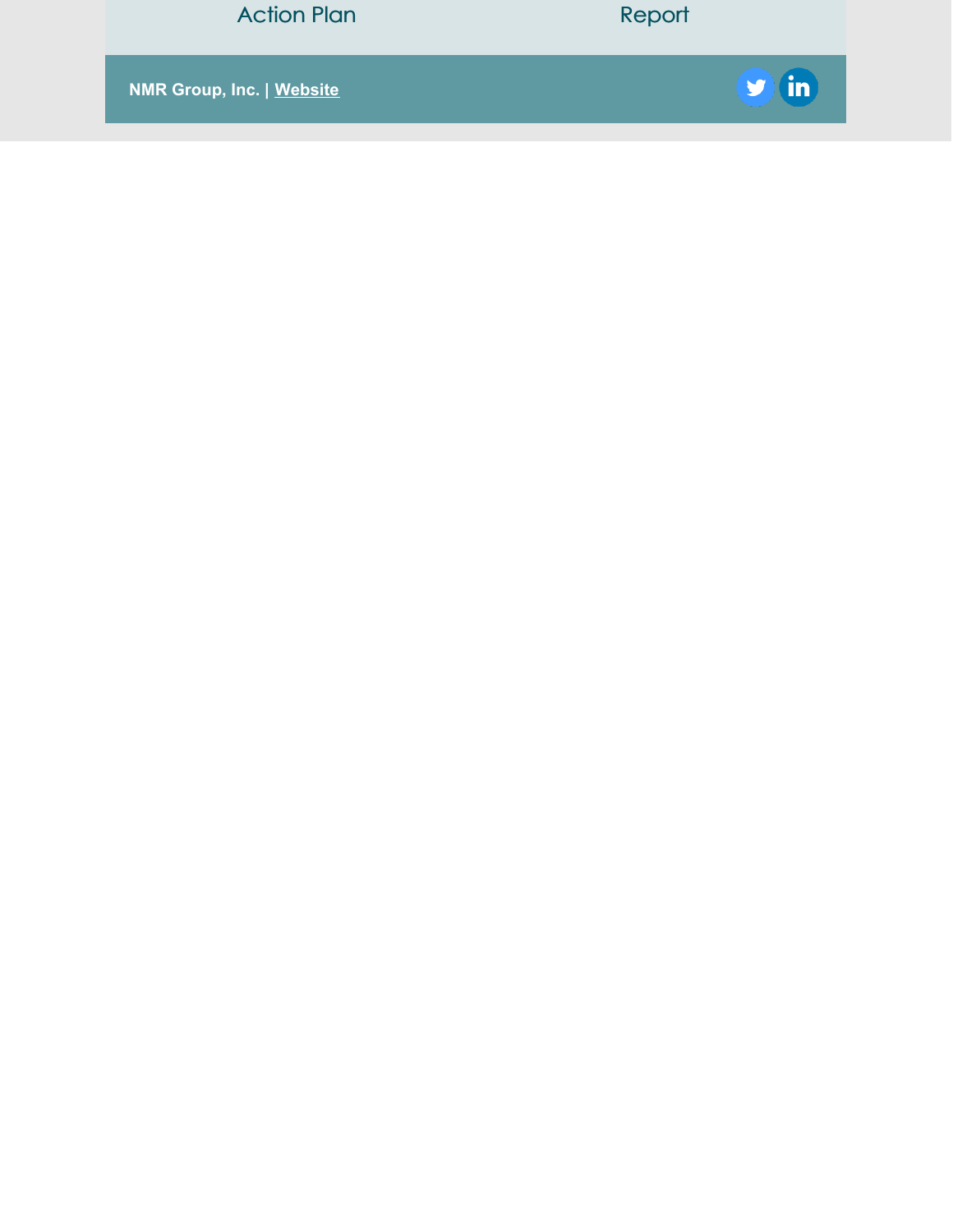Action Plan Report

**NMR Group, Inc. | Website**